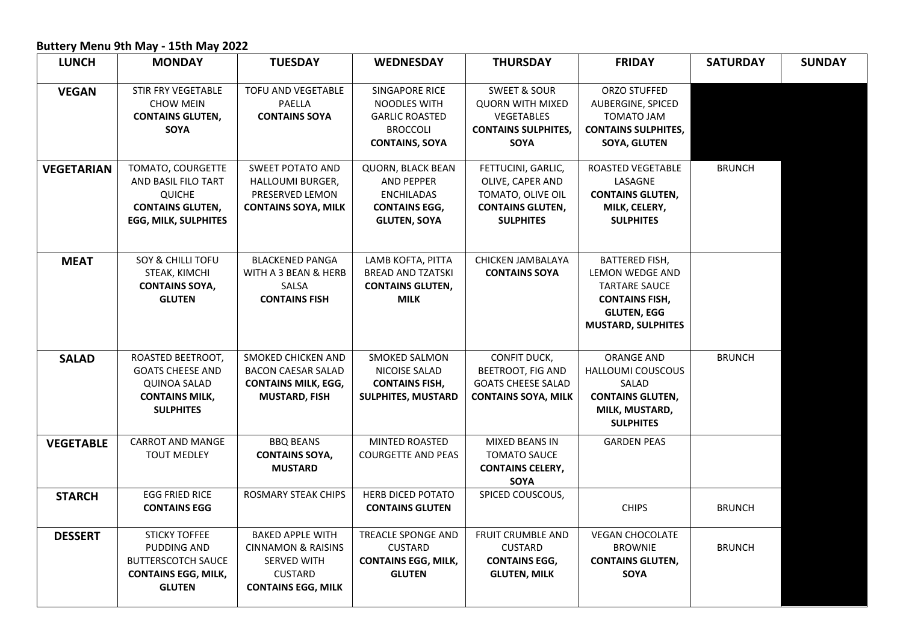**Buttery Menu 9th May - 15th May 2022**

| LUNCH | MONDAY | TUESDAY | WEDNESDAY | THURSDAY | FRIDAY | SATURDAY | SUNDAY |
|---|---|---|---|---|---|---|---|
| **VEGAN** | STIR FRY VEGETABLE CHOW MEIN **CONTAINS GLUTEN, SOYA** | TOFU AND VEGETABLE PAELLA **CONTAINS SOYA** | SINGAPORE RICE NOODLES WITH GARLIC ROASTED BROCCOLI **CONTAINS, SOYA** | SWEET & SOUR QUORN WITH MIXED VEGETABLES **CONTAINS SULPHITES, SOYA** | ORZO STUFFED AUBERGINE, SPICED TOMATO JAM **CONTAINS SULPHITES, SOYA, GLUTEN** | | |
| **VEGETARIAN** | TOMATO, COURGETTE AND BASIL FILO TART QUICHE **CONTAINS GLUTEN, EGG, MILK, SULPHITES** | SWEET POTATO AND HALLOUMI BURGER, PRESERVED LEMON **CONTAINS SOYA, MILK** | QUORN, BLACK BEAN AND PEPPER ENCHILADAS **CONTAINS EGG, GLUTEN, SOYA** | FETTUCINI, GARLIC, OLIVE, CAPER AND TOMATO, OLIVE OIL **CONTAINS GLUTEN, SULPHITES** | ROASTED VEGETABLE LASAGNE **CONTAINS GLUTEN, MILK, CELERY, SULPHITES** | BRUNCH | |
| **MEAT** | SOY & CHILLI TOFU STEAK, KIMCHI **CONTAINS SOYA, GLUTEN** | BLACKENED PANGA WITH A 3 BEAN & HERB SALSA **CONTAINS FISH** | LAMB KOFTA, PITTA BREAD AND TZATSKI **CONTAINS GLUTEN, MILK** | CHICKEN JAMBALAYA **CONTAINS SOYA** | BATTERED FISH, LEMON WEDGE AND TARTARE SAUCE **CONTAINS FISH, GLUTEN, EGG MUSTARD, SULPHITES** | | |
| **SALAD** | ROASTED BEETROOT, GOATS CHEESE AND QUINOA SALAD **CONTAINS MILK, SULPHITES** | SMOKED CHICKEN AND BACON CAESAR SALAD **CONTAINS MILK, EGG, MUSTARD, FISH** | SMOKED SALMON NICOISE SALAD **CONTAINS FISH, SULPHITES, MUSTARD** | CONFIT DUCK, BEETROOT, FIG AND GOATS CHEESE SALAD **CONTAINS SOYA, MILK** | ORANGE AND HALLOUMI COUSCOUS SALAD **CONTAINS GLUTEN, MILK, MUSTARD, SULPHITES** | BRUNCH | |
| **VEGETABLE** | CARROT AND MANGE TOUT MEDLEY | BBQ BEANS **CONTAINS SOYA, MUSTARD** | MINTED ROASTED COURGETTE AND PEAS | MIXED BEANS IN TOMATO SAUCE **CONTAINS CELERY, SOYA** | GARDEN PEAS | | |
| **STARCH** | EGG FRIED RICE **CONTAINS EGG** | ROSMARY STEAK CHIPS | HERB DICED POTATO **CONTAINS GLUTEN** | SPICED COUSCOUS, | CHIPS | BRUNCH | |
| **DESSERT** | STICKY TOFFEE PUDDING AND BUTTERSCOTCH SAUCE **CONTAINS EGG, MILK, GLUTEN** | BAKED APPLE WITH CINNAMON & RAISINS SERVED WITH CUSTARD **CONTAINS EGG, MILK** | TREACLE SPONGE AND CUSTARD **CONTAINS EGG, MILK, GLUTEN** | FRUIT CRUMBLE AND CUSTARD **CONTAINS EGG, GLUTEN, MILK** | VEGAN CHOCOLATE BROWNIE **CONTAINS GLUTEN, SOYA** | BRUNCH | |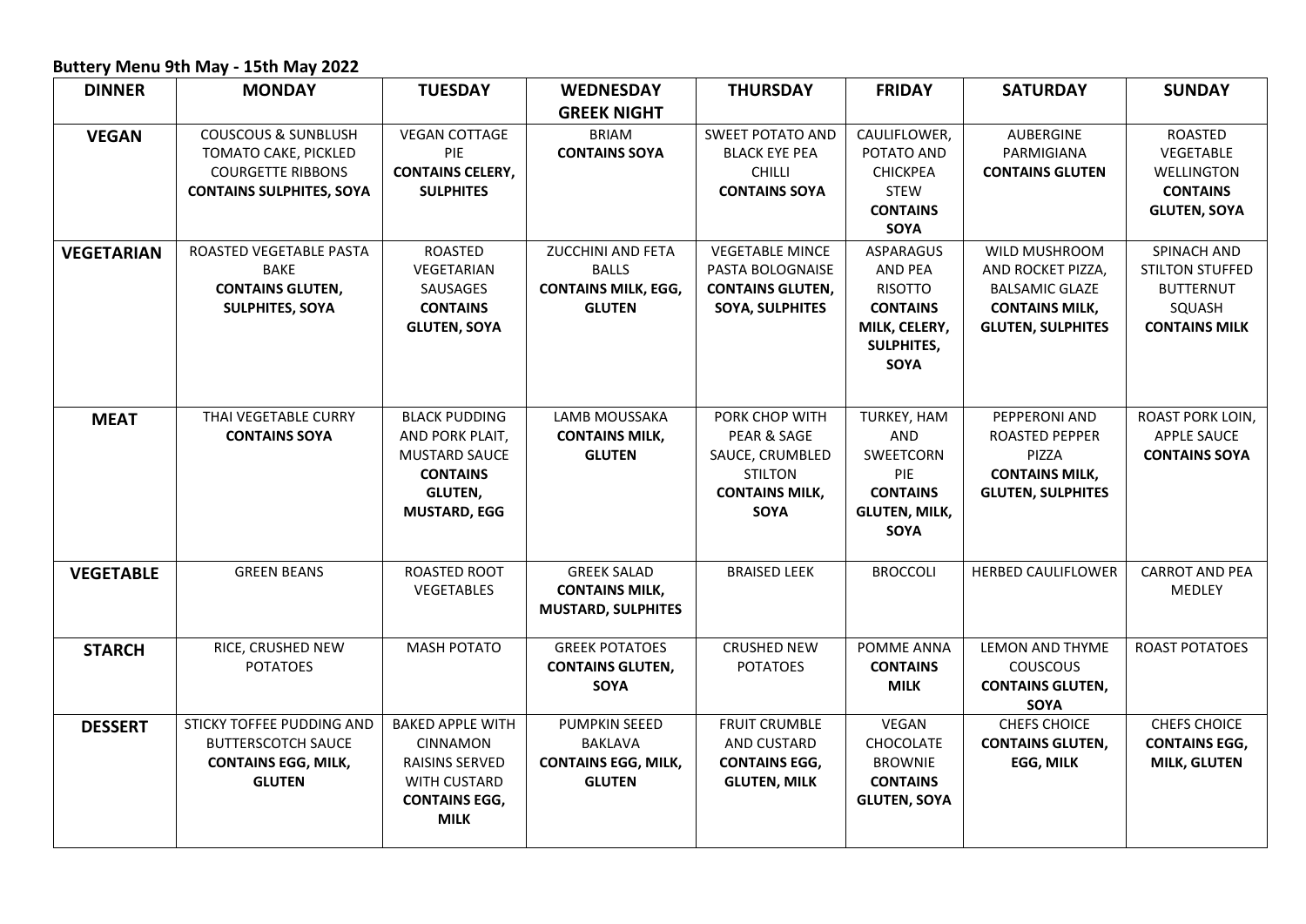**Buttery Menu 9th May - 15th May 2022**

| DINNER | MONDAY | TUESDAY | WEDNESDAY GREEK NIGHT | THURSDAY | FRIDAY | SATURDAY | SUNDAY |
|---|---|---|---|---|---|---|---|
| **VEGAN** | COUSCOUS & SUNBLUSH TOMATO CAKE, PICKLED COURGETTE RIBBONS **CONTAINS SULPHITES, SOYA** | VEGAN COTTAGE PIE **CONTAINS CELERY, SULPHITES** | BRIAM **CONTAINS SOYA** | SWEET POTATO AND BLACK EYE PEA CHILLI **CONTAINS SOYA** | CAULIFLOWER, POTATO AND CHICKPEA STEW **CONTAINS SOYA** | AUBERGINE PARMIGIANA **CONTAINS GLUTEN** | ROASTED VEGETABLE WELLINGTON **CONTAINS GLUTEN, SOYA** |
| **VEGETARIAN** | ROASTED VEGETABLE PASTA BAKE **CONTAINS GLUTEN, SULPHITES, SOYA** | ROASTED VEGETARIAN SAUSAGES **CONTAINS GLUTEN, SOYA** | ZUCCHINI AND FETA BALLS **CONTAINS MILK, EGG, GLUTEN** | VEGETABLE MINCE PASTA BOLOGNAISE **CONTAINS GLUTEN, SOYA, SULPHITES** | ASPARAGUS AND PEA RISOTTO **CONTAINS MILK, CELERY, SULPHITES, SOYA** | WILD MUSHROOM AND ROCKET PIZZA, BALSAMIC GLAZE **CONTAINS MILK, GLUTEN, SULPHITES** | SPINACH AND STILTON STUFFED BUTTERNUT SQUASH **CONTAINS MILK** |
| **MEAT** | THAI VEGETABLE CURRY **CONTAINS SOYA** | BLACK PUDDING AND PORK PLAIT, MUSTARD SAUCE **CONTAINS GLUTEN, MUSTARD, EGG** | LAMB MOUSSAKA **CONTAINS MILK, GLUTEN** | PORK CHOP WITH PEAR & SAGE SAUCE, CRUMBLED STILTON **CONTAINS MILK, SOYA** | TURKEY, HAM AND SWEETCORN PIE **CONTAINS GLUTEN, MILK, SOYA** | PEPPERONI AND ROASTED PEPPER PIZZA **CONTAINS MILK, GLUTEN, SULPHITES** | ROAST PORK LOIN, APPLE SAUCE **CONTAINS SOYA** |
| **VEGETABLE** | GREEN BEANS | ROASTED ROOT VEGETABLES | GREEK SALAD **CONTAINS MILK, MUSTARD, SULPHITES** | BRAISED LEEK | BROCCOLI | HERBED CAULIFLOWER | CARROT AND PEA MEDLEY |
| **STARCH** | RICE, CRUSHED NEW POTATOES | MASH POTATO | GREEK POTATOES **CONTAINS GLUTEN, SOYA** | CRUSHED NEW POTATOES | POMME ANNA **CONTAINS MILK** | LEMON AND THYME COUSCOUS **CONTAINS GLUTEN, SOYA** | ROAST POTATOES |
| **DESSERT** | STICKY TOFFEE PUDDING AND BUTTERSCOTCH SAUCE **CONTAINS EGG, MILK, GLUTEN** | BAKED APPLE WITH CINNAMON RAISINS SERVED WITH CUSTARD **CONTAINS EGG, MILK** | PUMPKIN SEEED BAKLAVA **CONTAINS EGG, MILK, GLUTEN** | FRUIT CRUMBLE AND CUSTARD **CONTAINS EGG, GLUTEN, MILK** | VEGAN CHOCOLATE BROWNIE **CONTAINS GLUTEN, SOYA** | CHEFS CHOICE **CONTAINS GLUTEN, EGG, MILK** | CHEFS CHOICE **CONTAINS EGG, MILK, GLUTEN** |